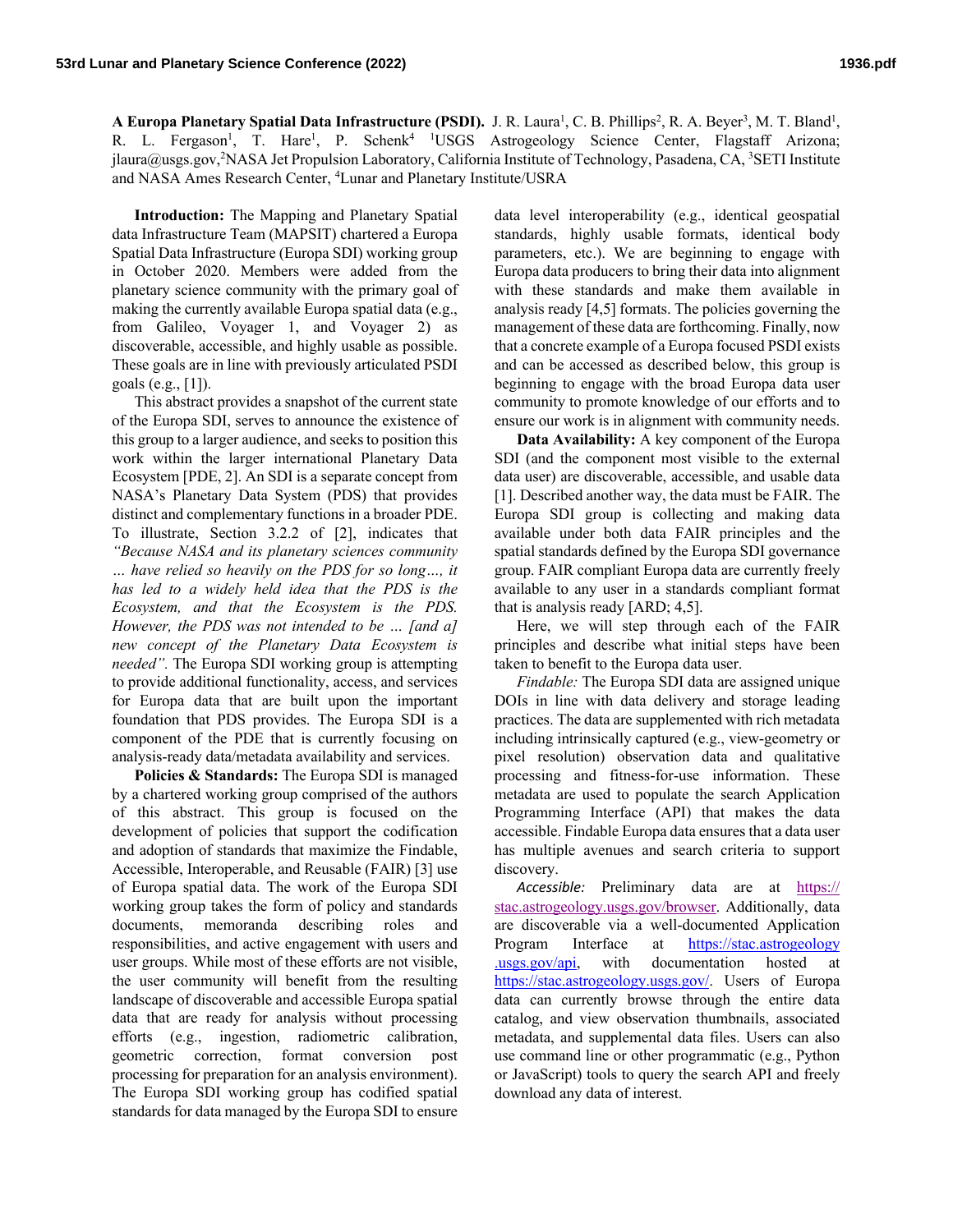**A Europa Planetary Spatial Data Infrastructure (PSDI).** J. R. Laura[1], C. B. Phillips[2], R. A. Beyer[3], M. T. Bland[1], R. L. Fergason[1], T. Hare[1], P. Schenk[4] [1]USGS Astrogeology Science Center, Flagstaff Arizona; jlaura@usgs.gov,[2]NASA Jet Propulsion Laboratory, California Institute of Technology, Pasadena, CA, [3]SETI Institute and NASA Ames Research Center, [4]Lunar and Planetary Institute/USRA

**Introduction:** The Mapping and Planetary Spatial data Infrastructure Team (MAPSIT) chartered a Europa Spatial Data Infrastructure (Europa SDI) working group in October 2020. Members were added from the planetary science community with the primary goal of making the currently available Europa spatial data (e.g., from Galileo, Voyager 1, and Voyager 2) as discoverable, accessible, and highly usable as possible. These goals are in line with previously articulated PSDI goals (e.g., [1]).

This abstract provides a snapshot of the current state of the Europa SDI, serves to announce the existence of this group to a larger audience, and seeks to position this work within the larger international Planetary Data Ecosystem [PDE, 2]. An SDI is a separate concept from NASA's Planetary Data System (PDS) that provides distinct and complementary functions in a broader PDE. To illustrate, Section 3.2.2 of [2], indicates that *"Because NASA and its planetary sciences community … have relied so heavily on the PDS for so long…, it has led to a widely held idea that the PDS is the Ecosystem, and that the Ecosystem is the PDS. However, the PDS was not intended to be … [and a] new concept of the Planetary Data Ecosystem is needed".* The Europa SDI working group is attempting to provide additional functionality, access, and services for Europa data that are built upon the important foundation that PDS provides. The Europa SDI is a component of the PDE that is currently focusing on analysis-ready data/metadata availability and services.

**Policies & Standards:** The Europa SDI is managed by a chartered working group comprised of the authors of this abstract. This group is focused on the development of policies that support the codification and adoption of standards that maximize the Findable, Accessible, Interoperable, and Reusable (FAIR) [3] use of Europa spatial data. The work of the Europa SDI working group takes the form of policy and standards documents, memoranda describing roles and responsibilities, and active engagement with users and user groups. While most of these efforts are not visible, the user community will benefit from the resulting landscape of discoverable and accessible Europa spatial data that are ready for analysis without processing efforts (e.g., ingestion, radiometric calibration, geometric correction, format conversion post processing for preparation for an analysis environment). The Europa SDI working group has codified spatial standards for data managed by the Europa SDI to ensure data level interoperability (e.g., identical geospatial standards, highly usable formats, identical body parameters, etc.). We are beginning to engage with Europa data producers to bring their data into alignment with these standards and make them available in analysis ready [4,5] formats. The policies governing the management of these data are forthcoming. Finally, now that a concrete example of a Europa focused PSDI exists and can be accessed as described below, this group is beginning to engage with the broad Europa data user community to promote knowledge of our efforts and to ensure our work is in alignment with community needs.

**Data Availability:** A key component of the Europa SDI (and the component most visible to the external data user) are discoverable, accessible, and usable data [1]. Described another way, the data must be FAIR. The Europa SDI group is collecting and making data available under both data FAIR principles and the spatial standards defined by the Europa SDI governance group. FAIR compliant Europa data are currently freely available to any user in a standards compliant format that is analysis ready [ARD; 4,5].

Here, we will step through each of the FAIR principles and describe what initial steps have been taken to benefit to the Europa data user.

*Findable:* The Europa SDI data are assigned unique DOIs in line with data delivery and storage leading practices. The data are supplemented with rich metadata including intrinsically captured (e.g., view-geometry or pixel resolution) observation data and qualitative processing and fitness-for-use information. These metadata are used to populate the search Application Programming Interface (API) that makes the data accessible. Findable Europa data ensures that a data user has multiple avenues and search criteria to support discovery.

*Accessible:* Preliminary data are at https://stac.astrogeology.usgs.gov/browser. Additionally, data are discoverable via a well-documented Application Program Interface at https://stac.astrogeology.usgs.gov/api, with documentation hosted at https://stac.astrogeology.usgs.gov/. Users of Europa data can currently browse through the entire data catalog, and view observation thumbnails, associated metadata, and supplemental data files. Users can also use command line or other programmatic (e.g., Python or JavaScript) tools to query the search API and freely download any data of interest.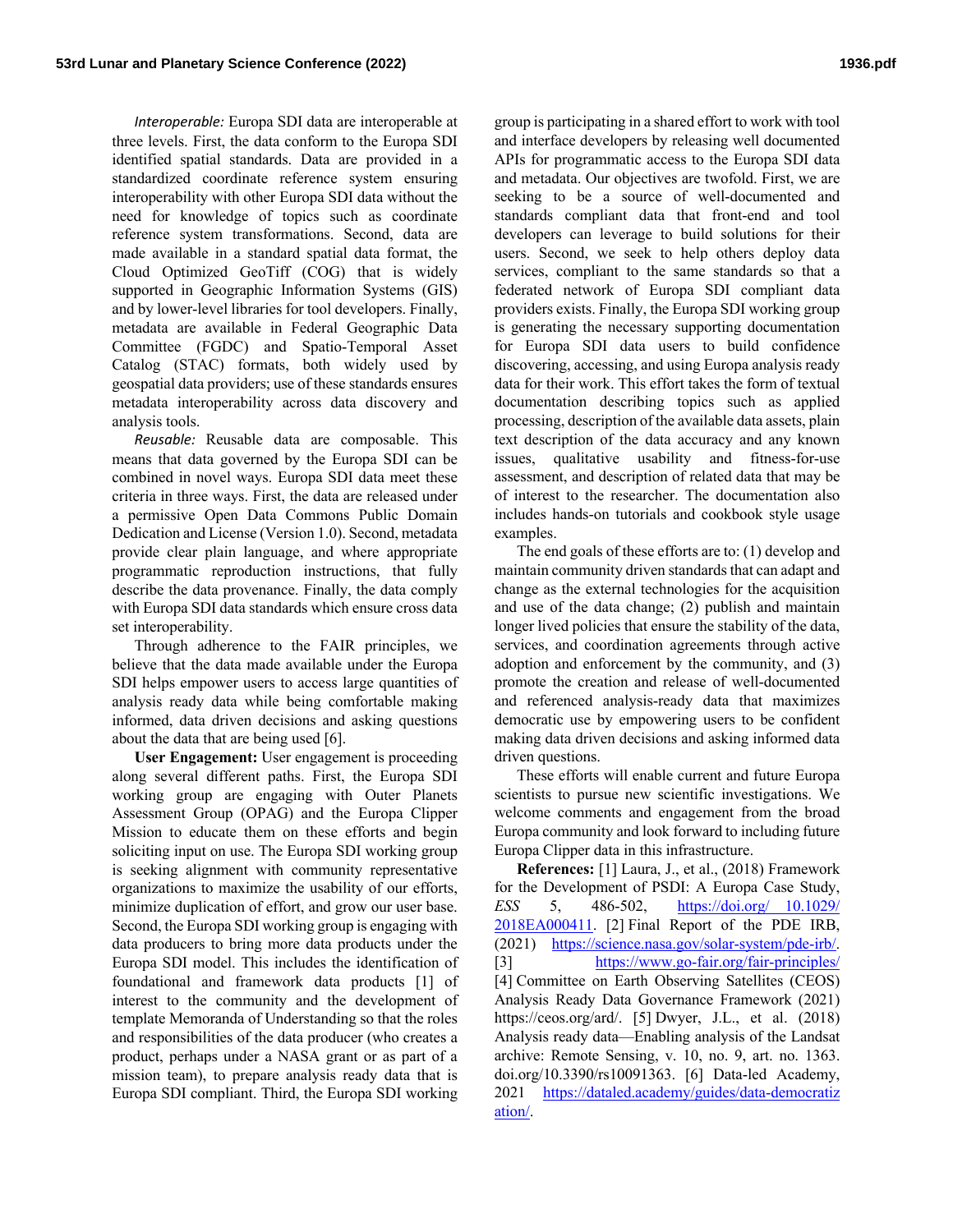*Interoperable:* Europa SDI data are interoperable at three levels. First, the data conform to the Europa SDI identified spatial standards. Data are provided in a standardized coordinate reference system ensuring interoperability with other Europa SDI data without the need for knowledge of topics such as coordinate reference system transformations. Second, data are made available in a standard spatial data format, the Cloud Optimized GeoTiff (COG) that is widely supported in Geographic Information Systems (GIS) and by lower-level libraries for tool developers. Finally, metadata are available in Federal Geographic Data Committee (FGDC) and Spatio-Temporal Asset Catalog (STAC) formats, both widely used by geospatial data providers; use of these standards ensures metadata interoperability across data discovery and analysis tools.

*Reusable:* Reusable data are composable. This means that data governed by the Europa SDI can be combined in novel ways. Europa SDI data meet these criteria in three ways. First, the data are released under a permissive Open Data Commons Public Domain Dedication and License (Version 1.0). Second, metadata provide clear plain language, and where appropriate programmatic reproduction instructions, that fully describe the data provenance. Finally, the data comply with Europa SDI data standards which ensure cross data set interoperability.

Through adherence to the FAIR principles, we believe that the data made available under the Europa SDI helps empower users to access large quantities of analysis ready data while being comfortable making informed, data driven decisions and asking questions about the data that are being used [6].

**User Engagement:** User engagement is proceeding along several different paths. First, the Europa SDI working group are engaging with Outer Planets Assessment Group (OPAG) and the Europa Clipper Mission to educate them on these efforts and begin soliciting input on use. The Europa SDI working group is seeking alignment with community representative organizations to maximize the usability of our efforts, minimize duplication of effort, and grow our user base. Second, the Europa SDI working group is engaging with data producers to bring more data products under the Europa SDI model. This includes the identification of foundational and framework data products [1] of interest to the community and the development of template Memoranda of Understanding so that the roles and responsibilities of the data producer (who creates a product, perhaps under a NASA grant or as part of a mission team), to prepare analysis ready data that is Europa SDI compliant. Third, the Europa SDI working group is participating in a shared effort to work with tool and interface developers by releasing well documented APIs for programmatic access to the Europa SDI data and metadata. Our objectives are twofold. First, we are seeking to be a source of well-documented and standards compliant data that front-end and tool developers can leverage to build solutions for their users. Second, we seek to help others deploy data services, compliant to the same standards so that a federated network of Europa SDI compliant data providers exists. Finally, the Europa SDI working group is generating the necessary supporting documentation for Europa SDI data users to build confidence discovering, accessing, and using Europa analysis ready data for their work. This effort takes the form of textual documentation describing topics such as applied processing, description of the available data assets, plain text description of the data accuracy and any known issues, qualitative usability and fitness-for-use assessment, and description of related data that may be of interest to the researcher. The documentation also includes hands-on tutorials and cookbook style usage examples.

The end goals of these efforts are to: (1) develop and maintain community driven standards that can adapt and change as the external technologies for the acquisition and use of the data change; (2) publish and maintain longer lived policies that ensure the stability of the data, services, and coordination agreements through active adoption and enforcement by the community, and (3) promote the creation and release of well-documented and referenced analysis-ready data that maximizes democratic use by empowering users to be confident making data driven decisions and asking informed data driven questions.

These efforts will enable current and future Europa scientists to pursue new scientific investigations. We welcome comments and engagement from the broad Europa community and look forward to including future Europa Clipper data in this infrastructure.

**References:** [1] Laura, J., et al., (2018) Framework for the Development of PSDI: A Europa Case Study, *ESS* 5, 486-502, https://doi.org/ 10.1029/2018EA000411. [2] Final Report of the PDE IRB, (2021) https://science.nasa.gov/solar-system/pde-irb/. [3] https://www.go-fair.org/fair-principles/ [4] Committee on Earth Observing Satellites (CEOS) Analysis Ready Data Governance Framework (2021) https://ceos.org/ard/. [5] Dwyer, J.L., et al. (2018) Analysis ready data—Enabling analysis of the Landsat archive: Remote Sensing, v. 10, no. 9, art. no. 1363. doi.org/10.3390/rs10091363. [6] Data-led Academy, 2021 https://dataled.academy/guides/data-democratization/.